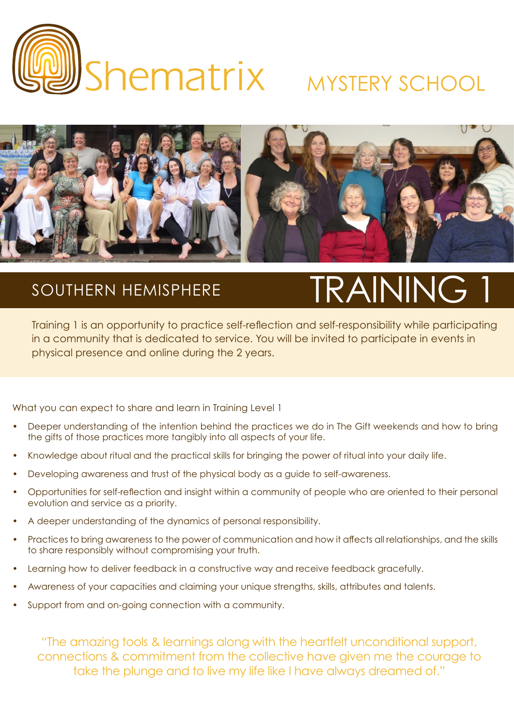# Shematrix MYSTERY SCHOOL

## SOUTHERN HEMISPHERE TRAINING 1

Training 1 is an opportunity to practice self-reflection and self-responsibility while participating in a community that is dedicated to service. You will be invited to participate in events in physical presence and online during the 2 years.

What you can expect to share and learn in Training Level 1

- Deeper understanding of the intention behind the practices we do in The Gift weekends and how to bring the gifts of those practices more tangibly into all aspects of your life.
- Knowledge about ritual and the practical skills for bringing the power of ritual into your daily life.
- Developing awareness and trust of the physical body as a guide to self-awareness.
- Opportunities for self-reflection and insight within a community of people who are oriented to their personal evolution and service as a priority.
- A deeper understanding of the dynamics of personal responsibility.
- Practices to bring awareness to the power of communication and how it affects all relationships, and the skills to share responsibly without compromising your truth.
- Learning how to deliver feedback in a constructive way and receive feedback gracefully.
- Awareness of your capacities and claiming your unique strengths, skills, attributes and talents.
- Support from and on-going connection with a community.

"The amazing tools & learnings along with the heartfelt unconditional support, connections & commitment from the collective have given me the courage to take the plunge and to live my life like I have always dreamed of."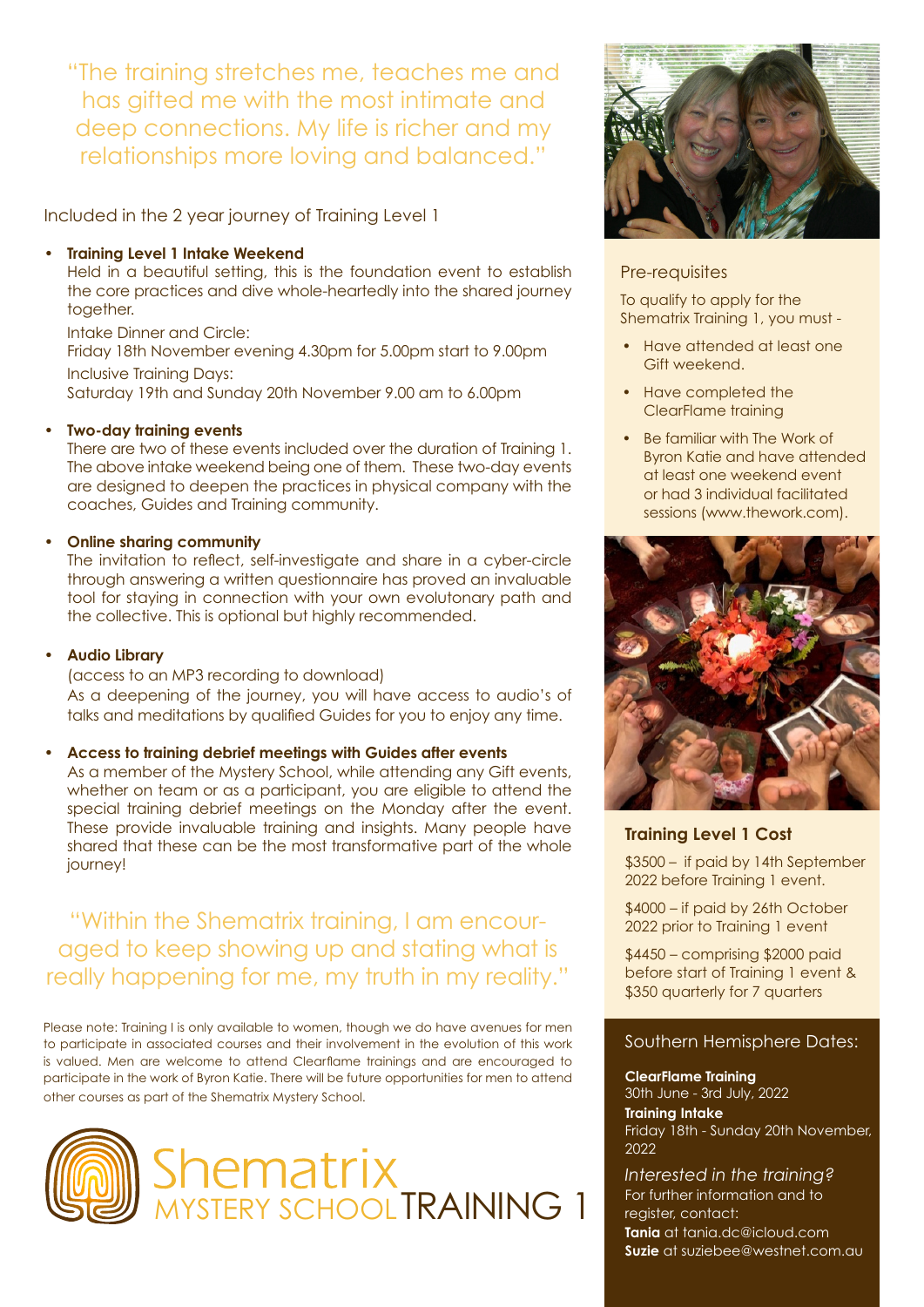"The training stretches me, teaches me and has gifted me with the most intimate and deep connections. My life is richer and my relationships more loving and balanced."

Included in the 2 year journey of Training Level 1

- **Training Level 1 Intake Weekend**
  Held in a beautiful setting, this is the foundation event to establish the core practices and dive whole-heartedly into the shared journey together.
  Intake Dinner and Circle:
  Friday 18th November evening 4.30pm for 5.00pm start to 9.00pm
  Inclusive Training Days:
  Saturday 19th and Sunday 20th November 9.00 am to 6.00pm

- **Two-day training events**
  There are two of these events included over the duration of Training 1. The above intake weekend being one of them. These two-day events are designed to deepen the practices in physical company with the coaches, Guides and Training community.

- **Online sharing community**
  The invitation to reflect, self-investigate and share in a cyber-circle through answering a written questionnaire has proved an invaluable tool for staying in connection with your own evolutonary path and the collective. This is optional but highly recommended.

- **Audio Library**
  (access to an MP3 recording to download)
  As a deepening of the journey, you will have access to audio's of talks and meditations by qualified Guides for you to enjoy any time.

- **Access to training debrief meetings with Guides after events**
  As a member of the Mystery School, while attending any Gift events, whether on team or as a participant, you are eligible to attend the special training debrief meetings on the Monday after the event. These provide invaluable training and insights. Many people have shared that these can be the most transformative part of the whole journey!

"Within the Shematrix training, I am encouraged to keep showing up and stating what is really happening for me, my truth in my reality."

Please note: Training I is only available to women, though we do have avenues for men to participate in associated courses and their involvement in the evolution of this work is valued. Men are welcome to attend Clearflame trainings and are encouraged to participate in the work of Byron Katie. There will be future opportunities for men to attend other courses as part of the Shematrix Mystery School.

Shematrix MYSTERY SCHOOL TRAINING 1

## Pre-requisites

To qualify to apply for the Shematrix Training 1, you must -

- Have attended at least one Gift weekend.
- Have completed the ClearFlame training
- Be familiar with The Work of Byron Katie and have attended at least one weekend event or had 3 individual facilitated sessions (www.thework.com).

## Training Level 1 Cost

$3500 – if paid by 14th September 2022 before Training 1 event.

$4000 – if paid by 26th October 2022 prior to Training 1 event

$4450 – comprising $2000 paid before start of Training 1 event & $350 quarterly for 7 quarters

## Southern Hemisphere Dates:

**ClearFlame Training**
30th June - 3rd July, 2022

**Training Intake**
Friday 18th - Sunday 20th November, 2022

*Interested in the training?*
For further information and to register, contact:
**Tania** at tania.dc@icloud.com
**Suzie** at suziebee@westnet.com.au